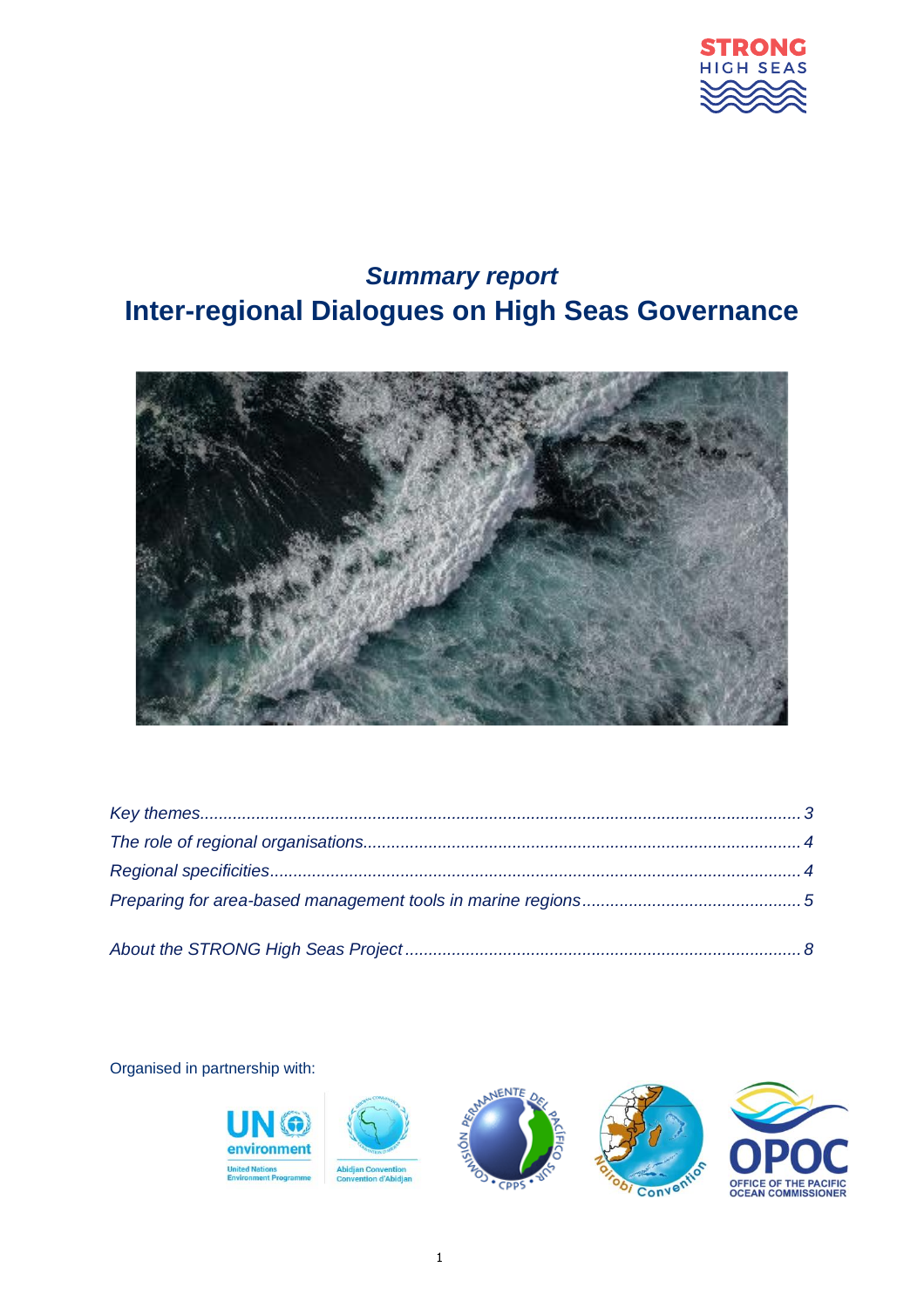# *Summary report*

# Inter-regional Dialogues on High Seas Governance

*Key themes*...3

*The role of regional organisations*...4

*Regional specificities*...4

*Preparing for area-based management tools in marine regions*...5

*About the STRONG High Seas Project*...8

Organised in partnership with: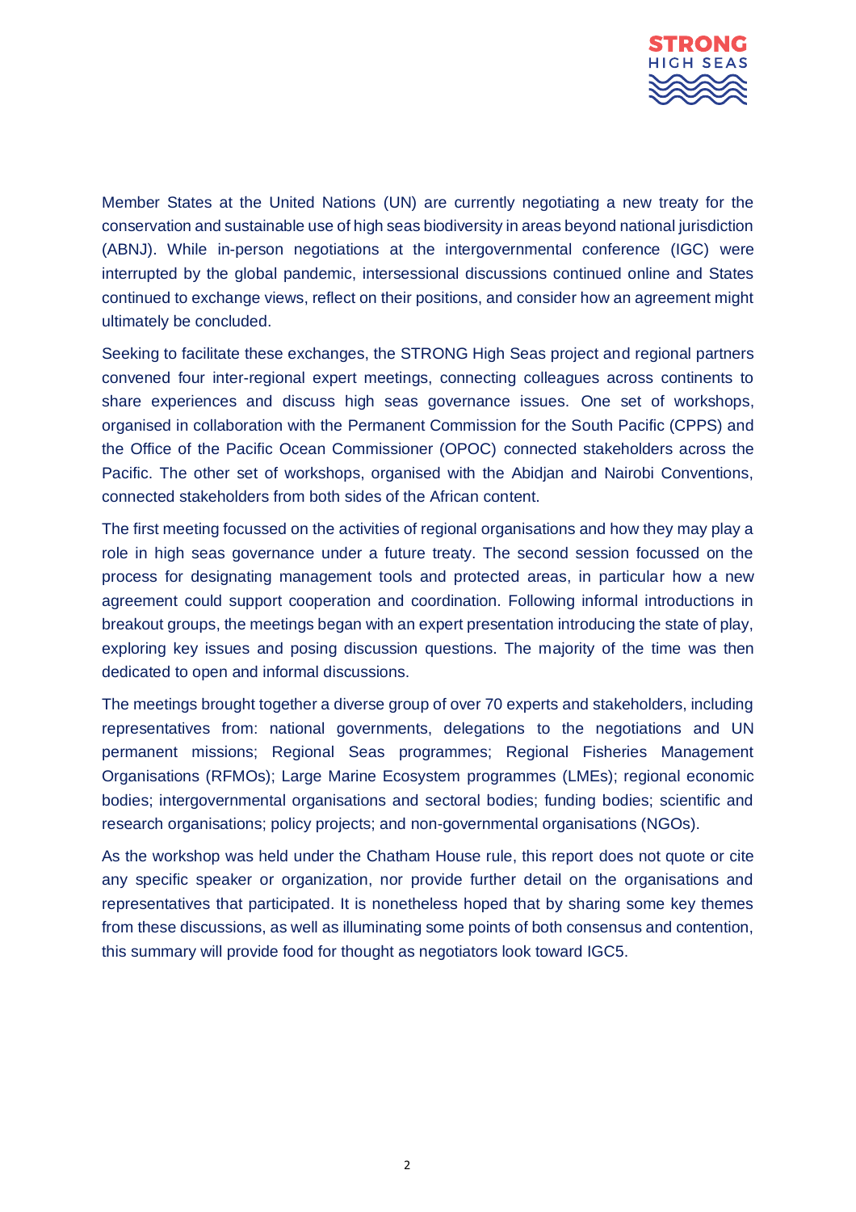Member States at the United Nations (UN) are currently negotiating a new treaty for the conservation and sustainable use of high seas biodiversity in areas beyond national jurisdiction (ABNJ). While in-person negotiations at the intergovernmental conference (IGC) were interrupted by the global pandemic, intersessional discussions continued online and States continued to exchange views, reflect on their positions, and consider how an agreement might ultimately be concluded.

Seeking to facilitate these exchanges, the STRONG High Seas project and regional partners convened four inter-regional expert meetings, connecting colleagues across continents to share experiences and discuss high seas governance issues. One set of workshops, organised in collaboration with the Permanent Commission for the South Pacific (CPPS) and the Office of the Pacific Ocean Commissioner (OPOC) connected stakeholders across the Pacific. The other set of workshops, organised with the Abidjan and Nairobi Conventions, connected stakeholders from both sides of the African content.

The first meeting focussed on the activities of regional organisations and how they may play a role in high seas governance under a future treaty. The second session focussed on the process for designating management tools and protected areas, in particular how a new agreement could support cooperation and coordination. Following informal introductions in breakout groups, the meetings began with an expert presentation introducing the state of play, exploring key issues and posing discussion questions. The majority of the time was then dedicated to open and informal discussions.

The meetings brought together a diverse group of over 70 experts and stakeholders, including representatives from: national governments, delegations to the negotiations and UN permanent missions; Regional Seas programmes; Regional Fisheries Management Organisations (RFMOs); Large Marine Ecosystem programmes (LMEs); regional economic bodies; intergovernmental organisations and sectoral bodies; funding bodies; scientific and research organisations; policy projects; and non-governmental organisations (NGOs).

As the workshop was held under the Chatham House rule, this report does not quote or cite any specific speaker or organization, nor provide further detail on the organisations and representatives that participated. It is nonetheless hoped that by sharing some key themes from these discussions, as well as illuminating some points of both consensus and contention, this summary will provide food for thought as negotiators look toward IGC5.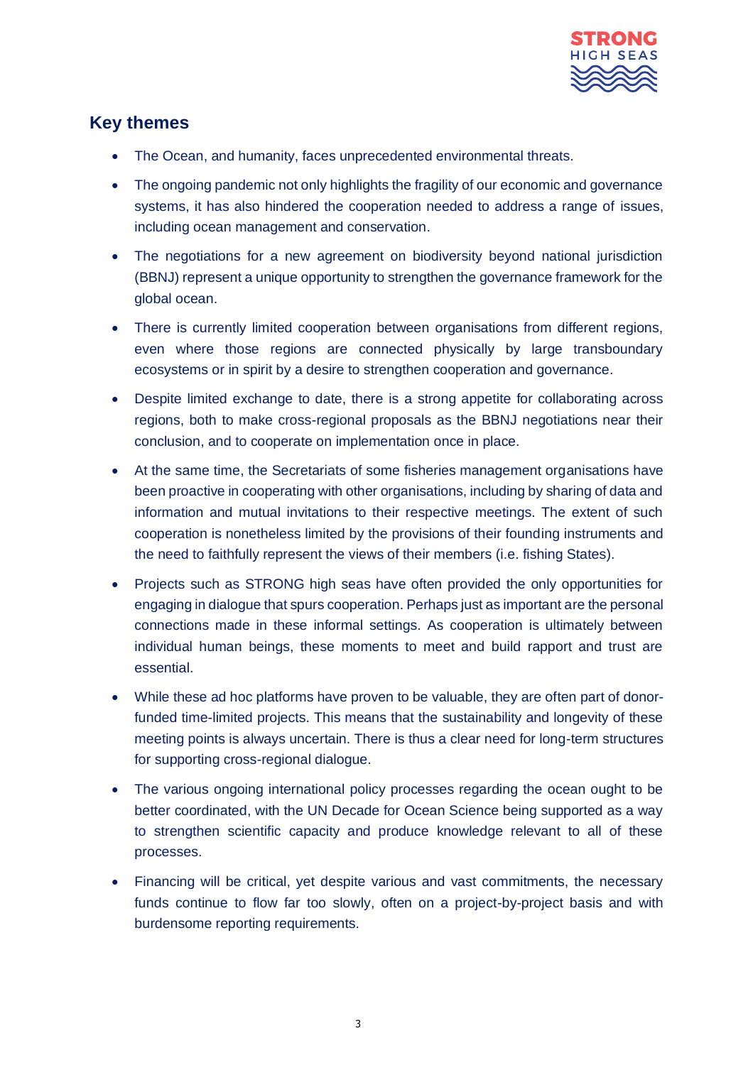## Key themes

- The Ocean, and humanity, faces unprecedented environmental threats.
- The ongoing pandemic not only highlights the fragility of our economic and governance systems, it has also hindered the cooperation needed to address a range of issues, including ocean management and conservation.
- The negotiations for a new agreement on biodiversity beyond national jurisdiction (BBNJ) represent a unique opportunity to strengthen the governance framework for the global ocean.
- There is currently limited cooperation between organisations from different regions, even where those regions are connected physically by large transboundary ecosystems or in spirit by a desire to strengthen cooperation and governance.
- Despite limited exchange to date, there is a strong appetite for collaborating across regions, both to make cross-regional proposals as the BBNJ negotiations near their conclusion, and to cooperate on implementation once in place.
- At the same time, the Secretariats of some fisheries management organisations have been proactive in cooperating with other organisations, including by sharing of data and information and mutual invitations to their respective meetings. The extent of such cooperation is nonetheless limited by the provisions of their founding instruments and the need to faithfully represent the views of their members (i.e. fishing States).
- Projects such as STRONG high seas have often provided the only opportunities for engaging in dialogue that spurs cooperation. Perhaps just as important are the personal connections made in these informal settings. As cooperation is ultimately between individual human beings, these moments to meet and build rapport and trust are essential.
- While these ad hoc platforms have proven to be valuable, they are often part of donor-funded time-limited projects. This means that the sustainability and longevity of these meeting points is always uncertain. There is thus a clear need for long-term structures for supporting cross-regional dialogue.
- The various ongoing international policy processes regarding the ocean ought to be better coordinated, with the UN Decade for Ocean Science being supported as a way to strengthen scientific capacity and produce knowledge relevant to all of these processes.
- Financing will be critical, yet despite various and vast commitments, the necessary funds continue to flow far too slowly, often on a project-by-project basis and with burdensome reporting requirements.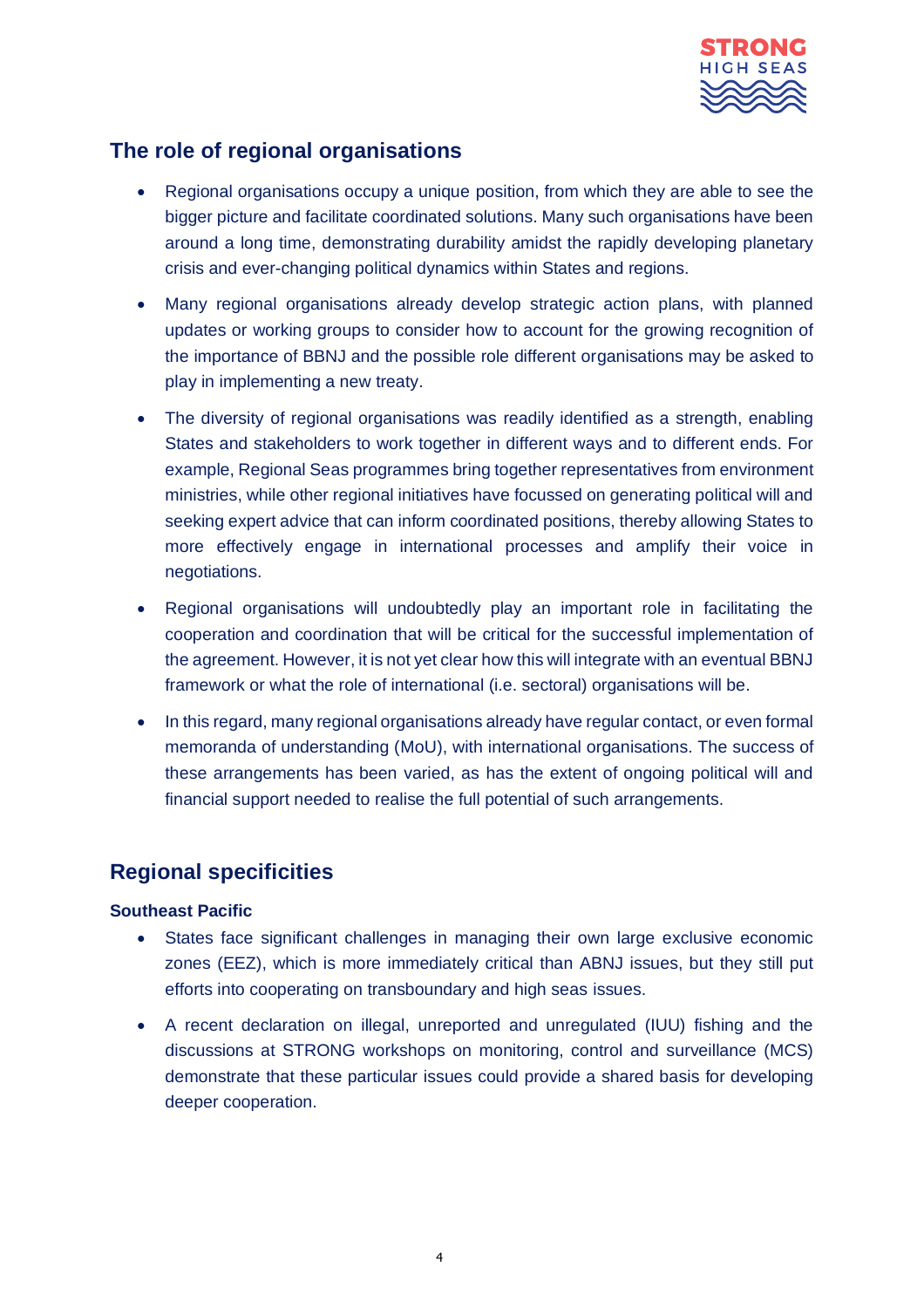## The role of regional organisations

- Regional organisations occupy a unique position, from which they are able to see the bigger picture and facilitate coordinated solutions. Many such organisations have been around a long time, demonstrating durability amidst the rapidly developing planetary crisis and ever-changing political dynamics within States and regions.
- Many regional organisations already develop strategic action plans, with planned updates or working groups to consider how to account for the growing recognition of the importance of BBNJ and the possible role different organisations may be asked to play in implementing a new treaty.
- The diversity of regional organisations was readily identified as a strength, enabling States and stakeholders to work together in different ways and to different ends. For example, Regional Seas programmes bring together representatives from environment ministries, while other regional initiatives have focussed on generating political will and seeking expert advice that can inform coordinated positions, thereby allowing States to more effectively engage in international processes and amplify their voice in negotiations.
- Regional organisations will undoubtedly play an important role in facilitating the cooperation and coordination that will be critical for the successful implementation of the agreement. However, it is not yet clear how this will integrate with an eventual BBNJ framework or what the role of international (i.e. sectoral) organisations will be.
- In this regard, many regional organisations already have regular contact, or even formal memoranda of understanding (MoU), with international organisations. The success of these arrangements has been varied, as has the extent of ongoing political will and financial support needed to realise the full potential of such arrangements.

## Regional specificities

### Southeast Pacific

- States face significant challenges in managing their own large exclusive economic zones (EEZ), which is more immediately critical than ABNJ issues, but they still put efforts into cooperating on transboundary and high seas issues.
- A recent declaration on illegal, unreported and unregulated (IUU) fishing and the discussions at STRONG workshops on monitoring, control and surveillance (MCS) demonstrate that these particular issues could provide a shared basis for developing deeper cooperation.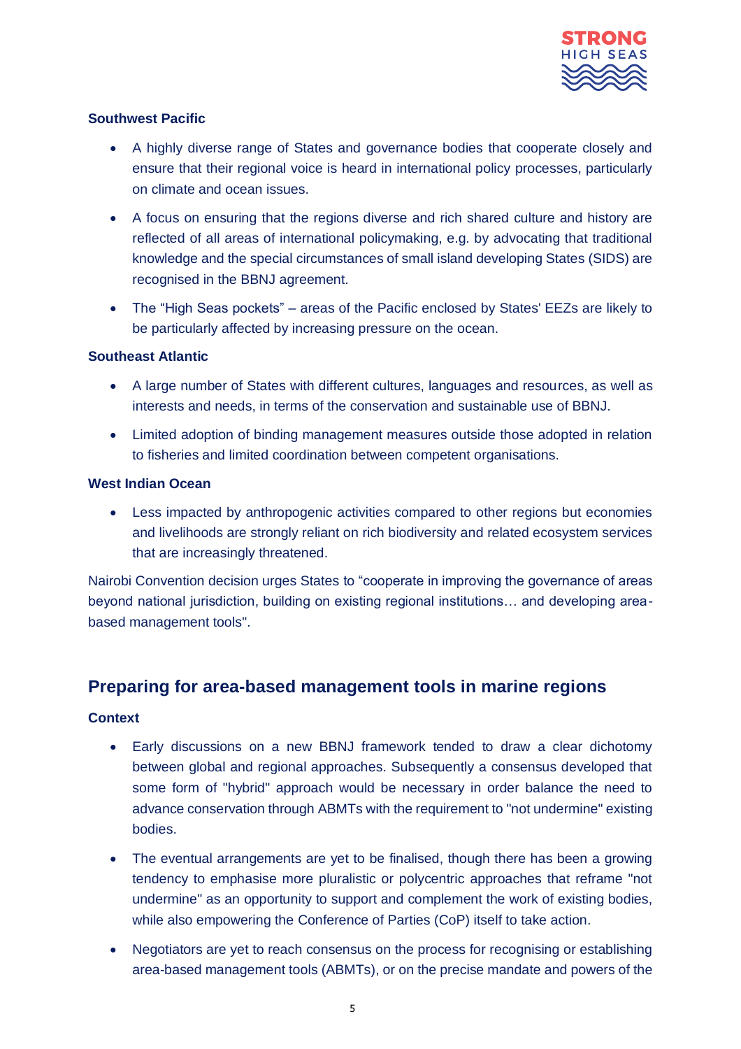**Southwest Pacific**

- A highly diverse range of States and governance bodies that cooperate closely and ensure that their regional voice is heard in international policy processes, particularly on climate and ocean issues.
- A focus on ensuring that the regions diverse and rich shared culture and history are reflected of all areas of international policymaking, e.g. by advocating that traditional knowledge and the special circumstances of small island developing States (SIDS) are recognised in the BBNJ agreement.
- The "High Seas pockets" – areas of the Pacific enclosed by States' EEZs are likely to be particularly affected by increasing pressure on the ocean.

**Southeast Atlantic**

- A large number of States with different cultures, languages and resources, as well as interests and needs, in terms of the conservation and sustainable use of BBNJ.
- Limited adoption of binding management measures outside those adopted in relation to fisheries and limited coordination between competent organisations.

**West Indian Ocean**

- Less impacted by anthropogenic activities compared to other regions but economies and livelihoods are strongly reliant on rich biodiversity and related ecosystem services that are increasingly threatened.

Nairobi Convention decision urges States to "cooperate in improving the governance of areas beyond national jurisdiction, building on existing regional institutions… and developing area-based management tools".

## Preparing for area-based management tools in marine regions

**Context**

- Early discussions on a new BBNJ framework tended to draw a clear dichotomy between global and regional approaches. Subsequently a consensus developed that some form of "hybrid" approach would be necessary in order balance the need to advance conservation through ABMTs with the requirement to "not undermine" existing bodies.
- The eventual arrangements are yet to be finalised, though there has been a growing tendency to emphasise more pluralistic or polycentric approaches that reframe "not undermine" as an opportunity to support and complement the work of existing bodies, while also empowering the Conference of Parties (CoP) itself to take action.
- Negotiators are yet to reach consensus on the process for recognising or establishing area-based management tools (ABMTs), or on the precise mandate and powers of the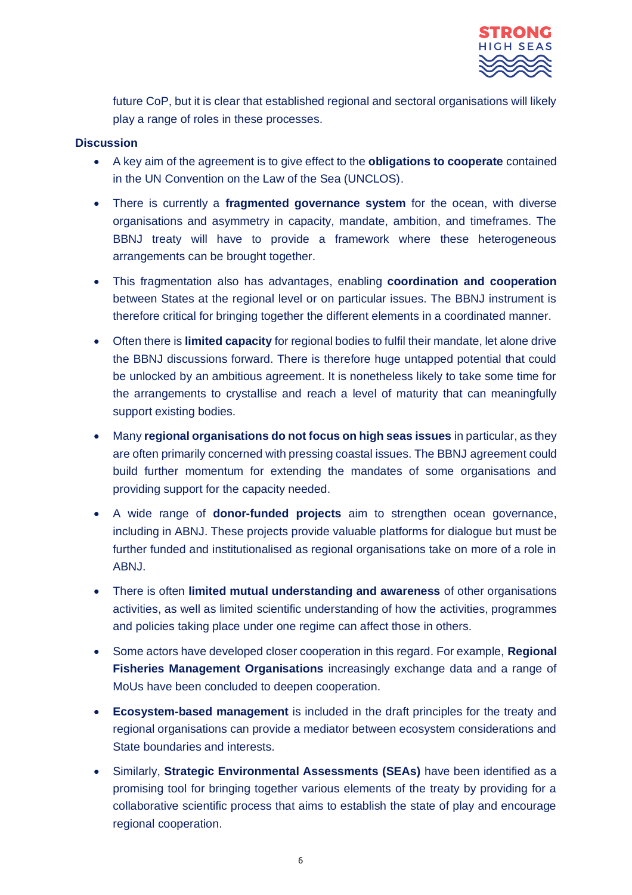future CoP, but it is clear that established regional and sectoral organisations will likely play a range of roles in these processes.

**Discussion**

- A key aim of the agreement is to give effect to the **obligations to cooperate** contained in the UN Convention on the Law of the Sea (UNCLOS).
- There is currently a **fragmented governance system** for the ocean, with diverse organisations and asymmetry in capacity, mandate, ambition, and timeframes. The BBNJ treaty will have to provide a framework where these heterogeneous arrangements can be brought together.
- This fragmentation also has advantages, enabling **coordination and cooperation** between States at the regional level or on particular issues. The BBNJ instrument is therefore critical for bringing together the different elements in a coordinated manner.
- Often there is **limited capacity** for regional bodies to fulfil their mandate, let alone drive the BBNJ discussions forward. There is therefore huge untapped potential that could be unlocked by an ambitious agreement. It is nonetheless likely to take some time for the arrangements to crystallise and reach a level of maturity that can meaningfully support existing bodies.
- Many **regional organisations do not focus on high seas issues** in particular, as they are often primarily concerned with pressing coastal issues. The BBNJ agreement could build further momentum for extending the mandates of some organisations and providing support for the capacity needed.
- A wide range of **donor-funded projects** aim to strengthen ocean governance, including in ABNJ. These projects provide valuable platforms for dialogue but must be further funded and institutionalised as regional organisations take on more of a role in ABNJ.
- There is often **limited mutual understanding and awareness** of other organisations activities, as well as limited scientific understanding of how the activities, programmes and policies taking place under one regime can affect those in others.
- Some actors have developed closer cooperation in this regard. For example, **Regional Fisheries Management Organisations** increasingly exchange data and a range of MoUs have been concluded to deepen cooperation.
- **Ecosystem-based management** is included in the draft principles for the treaty and regional organisations can provide a mediator between ecosystem considerations and State boundaries and interests.
- Similarly, **Strategic Environmental Assessments (SEAs)** have been identified as a promising tool for bringing together various elements of the treaty by providing for a collaborative scientific process that aims to establish the state of play and encourage regional cooperation.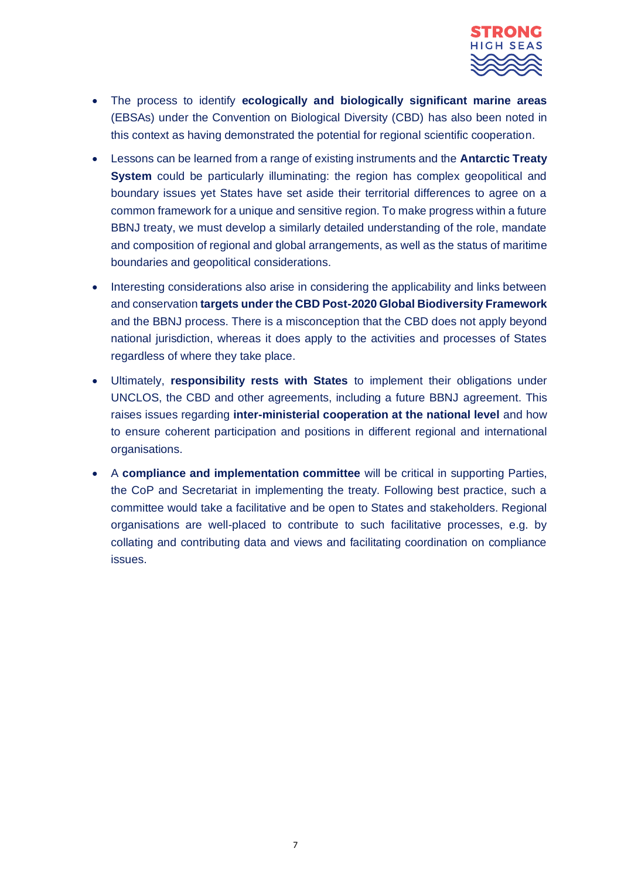- The process to identify **ecologically and biologically significant marine areas** (EBSAs) under the Convention on Biological Diversity (CBD) has also been noted in this context as having demonstrated the potential for regional scientific cooperation.
- Lessons can be learned from a range of existing instruments and the **Antarctic Treaty System** could be particularly illuminating: the region has complex geopolitical and boundary issues yet States have set aside their territorial differences to agree on a common framework for a unique and sensitive region. To make progress within a future BBNJ treaty, we must develop a similarly detailed understanding of the role, mandate and composition of regional and global arrangements, as well as the status of maritime boundaries and geopolitical considerations.
- Interesting considerations also arise in considering the applicability and links between and conservation **targets under the CBD Post-2020 Global Biodiversity Framework** and the BBNJ process. There is a misconception that the CBD does not apply beyond national jurisdiction, whereas it does apply to the activities and processes of States regardless of where they take place.
- Ultimately, **responsibility rests with States** to implement their obligations under UNCLOS, the CBD and other agreements, including a future BBNJ agreement. This raises issues regarding **inter-ministerial cooperation at the national level** and how to ensure coherent participation and positions in different regional and international organisations.
- A **compliance and implementation committee** will be critical in supporting Parties, the CoP and Secretariat in implementing the treaty. Following best practice, such a committee would take a facilitative and be open to States and stakeholders. Regional organisations are well-placed to contribute to such facilitative processes, e.g. by collating and contributing data and views and facilitating coordination on compliance issues.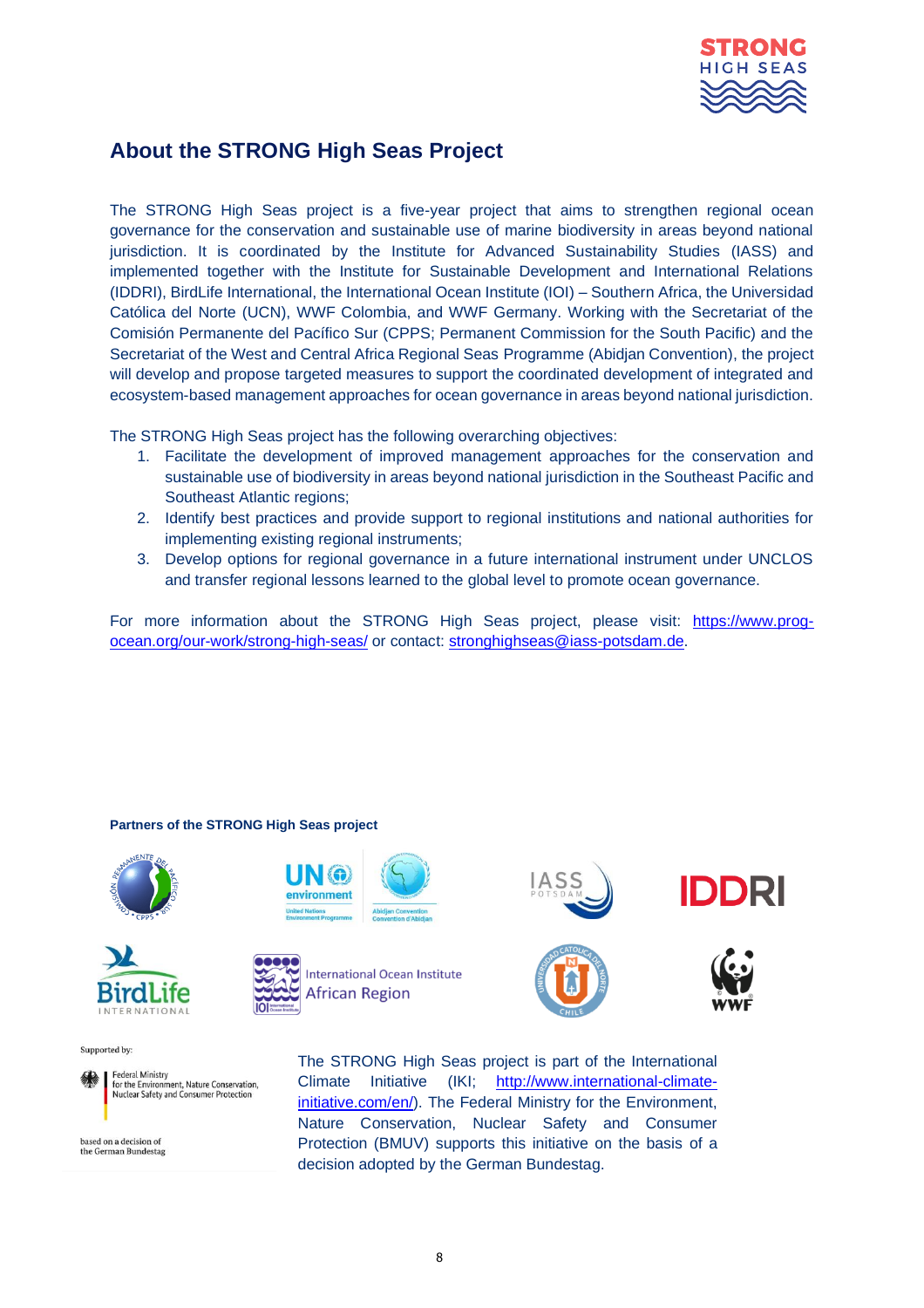## About the STRONG High Seas Project

The STRONG High Seas project is a five-year project that aims to strengthen regional ocean governance for the conservation and sustainable use of marine biodiversity in areas beyond national jurisdiction. It is coordinated by the Institute for Advanced Sustainability Studies (IASS) and implemented together with the Institute for Sustainable Development and International Relations (IDDRI), BirdLife International, the International Ocean Institute (IOI) – Southern Africa, the Universidad Católica del Norte (UCN), WWF Colombia, and WWF Germany. Working with the Secretariat of the Comisión Permanente del Pacífico Sur (CPPS; Permanent Commission for the South Pacific) and the Secretariat of the West and Central Africa Regional Seas Programme (Abidjan Convention), the project will develop and propose targeted measures to support the coordinated development of integrated and ecosystem-based management approaches for ocean governance in areas beyond national jurisdiction.

The STRONG High Seas project has the following overarching objectives:

1. Facilitate the development of improved management approaches for the conservation and sustainable use of biodiversity in areas beyond national jurisdiction in the Southeast Pacific and Southeast Atlantic regions;
2. Identify best practices and provide support to regional institutions and national authorities for implementing existing regional instruments;
3. Develop options for regional governance in a future international instrument under UNCLOS and transfer regional lessons learned to the global level to promote ocean governance.

For more information about the STRONG High Seas project, please visit: https://www.prog-ocean.org/our-work/strong-high-seas/ or contact: stronghighseas@iass-potsdam.de.

**Partners of the STRONG High Seas project**

Supported by:

Federal Ministry for the Environment, Nature Conservation, Nuclear Safety and Consumer Protection

based on a decision of the German Bundestag

The STRONG High Seas project is part of the International Climate Initiative (IKI; http://www.international-climate-initiative.com/en/). The Federal Ministry for the Environment, Nature Conservation, Nuclear Safety and Consumer Protection (BMUV) supports this initiative on the basis of a decision adopted by the German Bundestag.